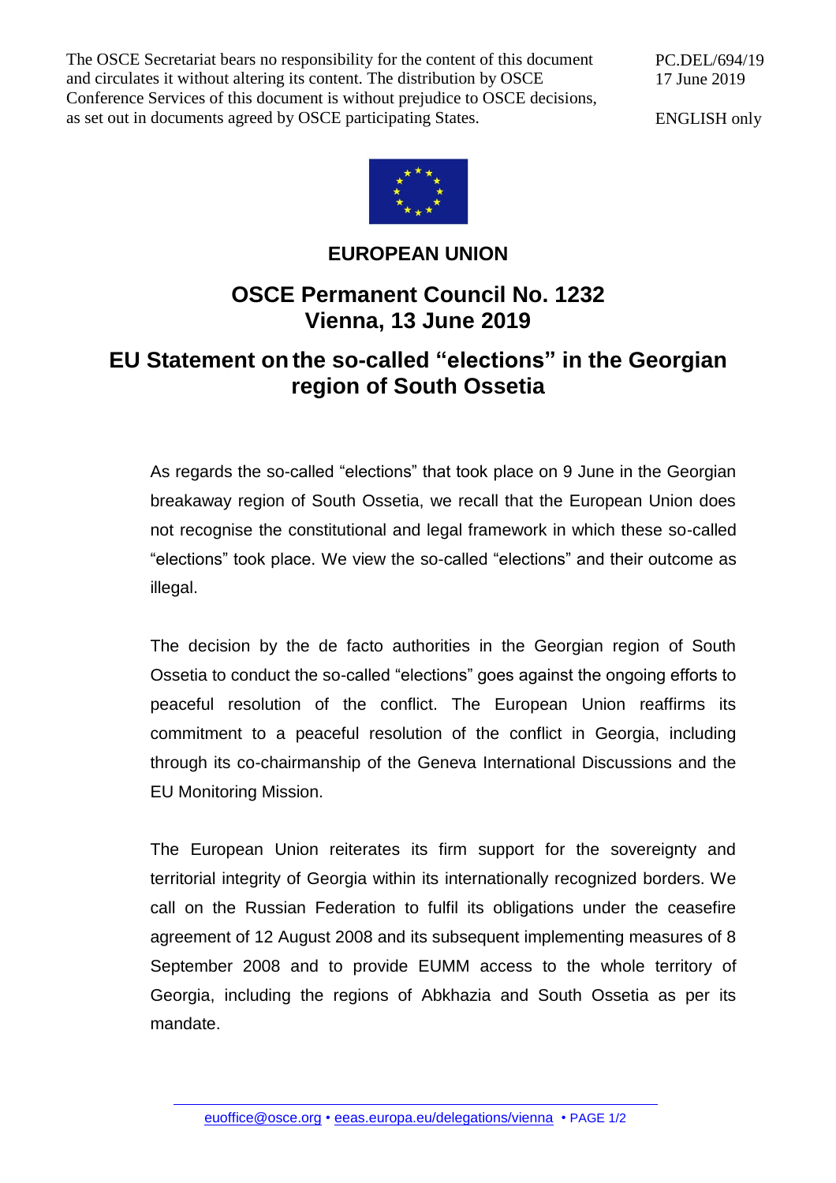The OSCE Secretariat bears no responsibility for the content of this document and circulates it without altering its content. The distribution by OSCE Conference Services of this document is without prejudice to OSCE decisions, as set out in documents agreed by OSCE participating States.

PC.DEL/694/19
17 June 2019

ENGLISH only

**EUROPEAN UNION**

## OSCE Permanent Council No. 1232
## Vienna, 13 June 2019

# EU Statement on the so-called "elections" in the Georgian region of South Ossetia

As regards the so-called "elections" that took place on 9 June in the Georgian breakaway region of South Ossetia, we recall that the European Union does not recognise the constitutional and legal framework in which these so-called "elections" took place. We view the so-called "elections" and their outcome as illegal.

The decision by the de facto authorities in the Georgian region of South Ossetia to conduct the so-called "elections" goes against the ongoing efforts to peaceful resolution of the conflict. The European Union reaffirms its commitment to a peaceful resolution of the conflict in Georgia, including through its co-chairmanship of the Geneva International Discussions and the EU Monitoring Mission.

The European Union reiterates its firm support for the sovereignty and territorial integrity of Georgia within its internationally recognized borders. We call on the Russian Federation to fulfil its obligations under the ceasefire agreement of 12 August 2008 and its subsequent implementing measures of 8 September 2008 and to provide EUMM access to the whole territory of Georgia, including the regions of Abkhazia and South Ossetia as per its mandate.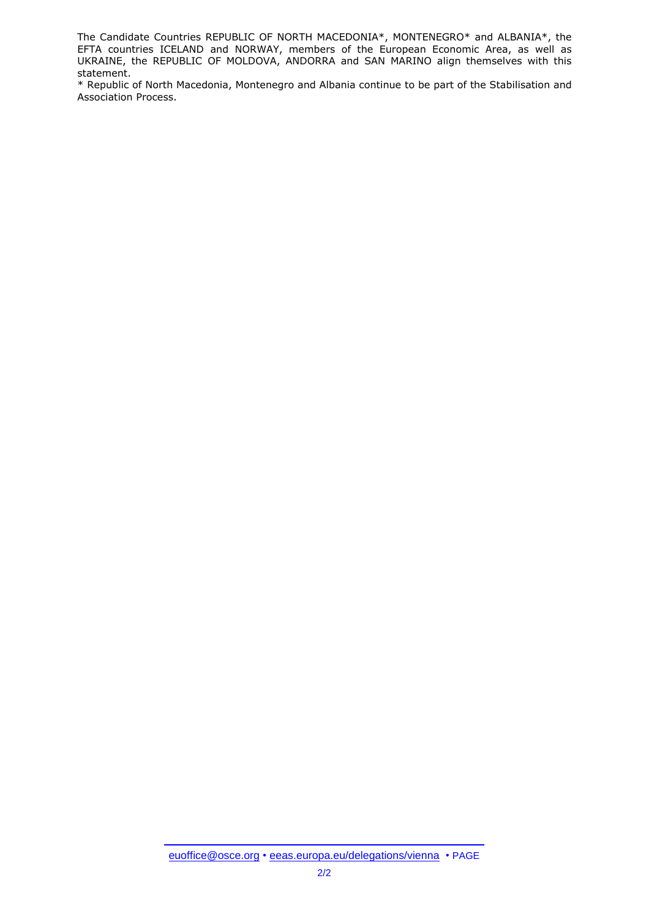The Candidate Countries REPUBLIC OF NORTH MACEDONIA*, MONTENEGRO* and ALBANIA*, the EFTA countries ICELAND and NORWAY, members of the European Economic Area, as well as UKRAINE, the REPUBLIC OF MOLDOVA, ANDORRA and SAN MARINO align themselves with this statement.

* Republic of North Macedonia, Montenegro and Albania continue to be part of the Stabilisation and Association Process.